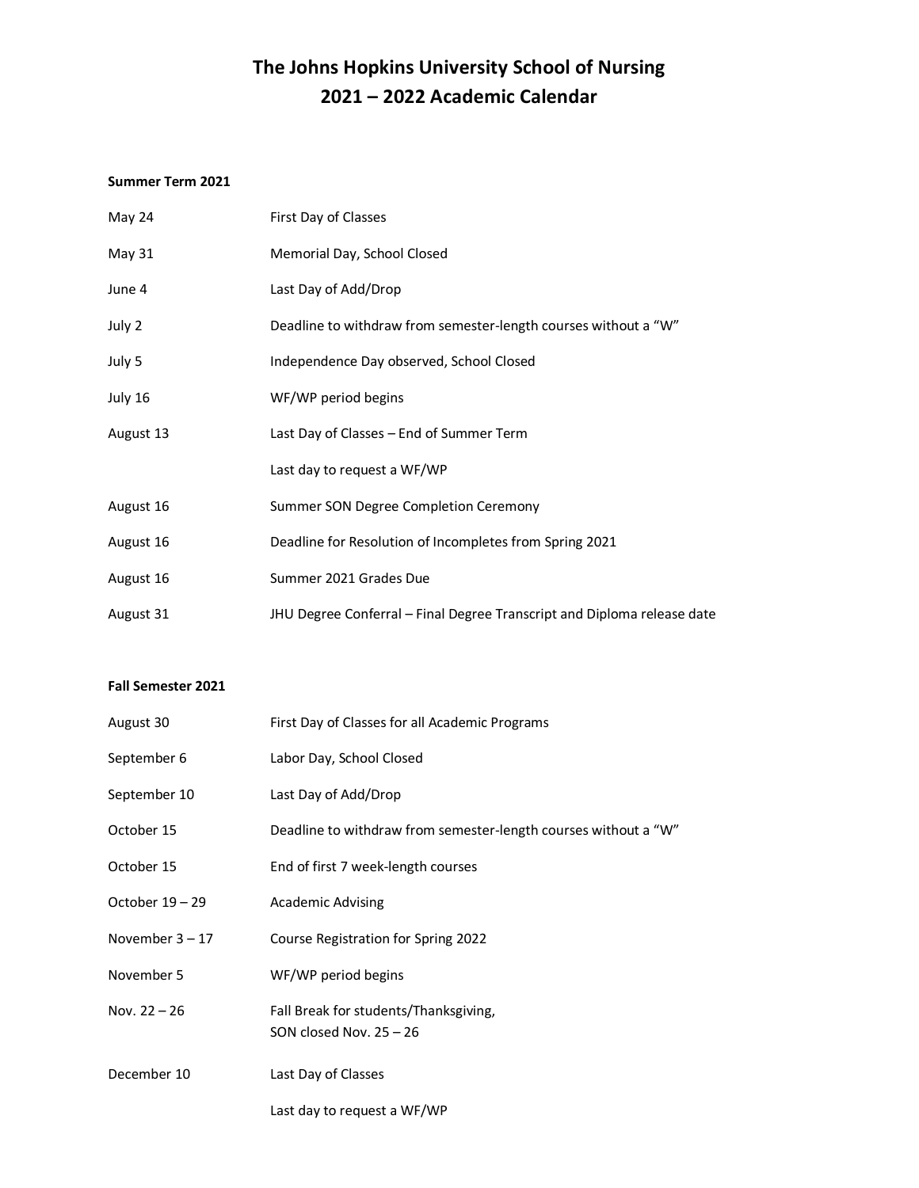# The Johns Hopkins University School of Nursing
# 2021 – 2022 Academic Calendar

**Summer Term 2021**

| | |
|---|---|
| May 24 | First Day of Classes |
| May 31 | Memorial Day, School Closed |
| June 4 | Last Day of Add/Drop |
| July 2 | Deadline to withdraw from semester-length courses without a "W" |
| July 5 | Independence Day observed, School Closed |
| July 16 | WF/WP period begins |
| August 13 | Last Day of Classes – End of Summer Term |
| | Last day to request a WF/WP |
| August 16 | Summer SON Degree Completion Ceremony |
| August 16 | Deadline for Resolution of Incompletes from Spring 2021 |
| August 16 | Summer 2021 Grades Due |
| August 31 | JHU Degree Conferral – Final Degree Transcript and Diploma release date |

**Fall Semester 2021**

| | |
|---|---|
| August 30 | First Day of Classes for all Academic Programs |
| September 6 | Labor Day, School Closed |
| September 10 | Last Day of Add/Drop |
| October 15 | Deadline to withdraw from semester-length courses without a "W" |
| October 15 | End of first 7 week-length courses |
| October 19 – 29 | Academic Advising |
| November 3 – 17 | Course Registration for Spring 2022 |
| November 5 | WF/WP period begins |
| Nov. 22 – 26 | Fall Break for students/Thanksgiving, SON closed Nov. 25 – 26 |
| December 10 | Last Day of Classes |
| | Last day to request a WF/WP |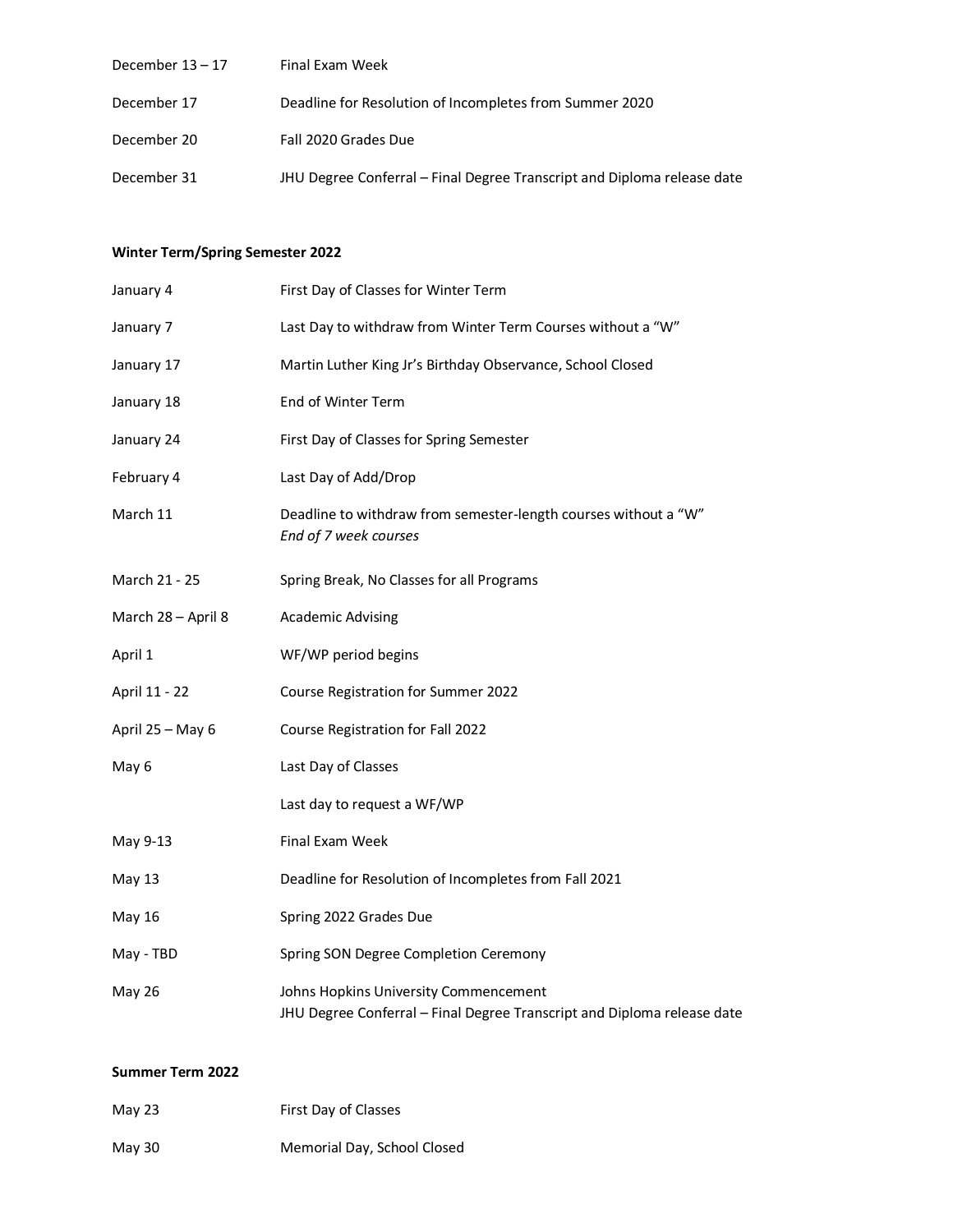| | |
|---|---|
| December 13 – 17 | Final Exam Week |
| December 17 | Deadline for Resolution of Incompletes from Summer 2020 |
| December 20 | Fall 2020 Grades Due |
| December 31 | JHU Degree Conferral – Final Degree Transcript and Diploma release date |

**Winter Term/Spring Semester 2022**

| | |
|---|---|
| January 4 | First Day of Classes for Winter Term |
| January 7 | Last Day to withdraw from Winter Term Courses without a "W" |
| January 17 | Martin Luther King Jr's Birthday Observance, School Closed |
| January 18 | End of Winter Term |
| January 24 | First Day of Classes for Spring Semester |
| February 4 | Last Day of Add/Drop |
| March 11 | Deadline to withdraw from semester-length courses without a "W" *End of 7 week courses* |
| March 21 - 25 | Spring Break, No Classes for all Programs |
| March 28 – April 8 | Academic Advising |
| April 1 | WF/WP period begins |
| April 11 - 22 | Course Registration for Summer 2022 |
| April 25 – May 6 | Course Registration for Fall 2022 |
| May 6 | Last Day of Classes |
| | Last day to request a WF/WP |
| May 9-13 | Final Exam Week |
| May 13 | Deadline for Resolution of Incompletes from Fall 2021 |
| May 16 | Spring 2022 Grades Due |
| May - TBD | Spring SON Degree Completion Ceremony |
| May 26 | Johns Hopkins University Commencement JHU Degree Conferral – Final Degree Transcript and Diploma release date |

**Summer Term 2022**

| | |
|---|---|
| May 23 | First Day of Classes |
| May 30 | Memorial Day, School Closed |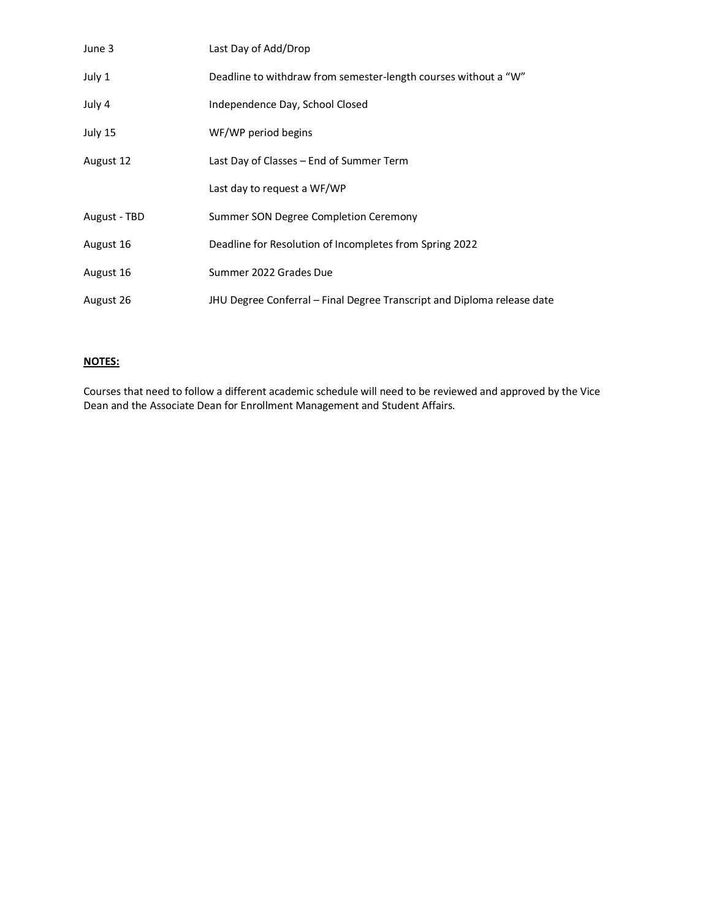| | |
|---|---|
| June 3 | Last Day of Add/Drop |
| July 1 | Deadline to withdraw from semester-length courses without a "W" |
| July 4 | Independence Day, School Closed |
| July 15 | WF/WP period begins |
| August 12 | Last Day of Classes – End of Summer Term |
| | Last day to request a WF/WP |
| August - TBD | Summer SON Degree Completion Ceremony |
| August 16 | Deadline for Resolution of Incompletes from Spring 2022 |
| August 16 | Summer 2022 Grades Due |
| August 26 | JHU Degree Conferral – Final Degree Transcript and Diploma release date |

**NOTES:**

Courses that need to follow a different academic schedule will need to be reviewed and approved by the Vice Dean and the Associate Dean for Enrollment Management and Student Affairs.